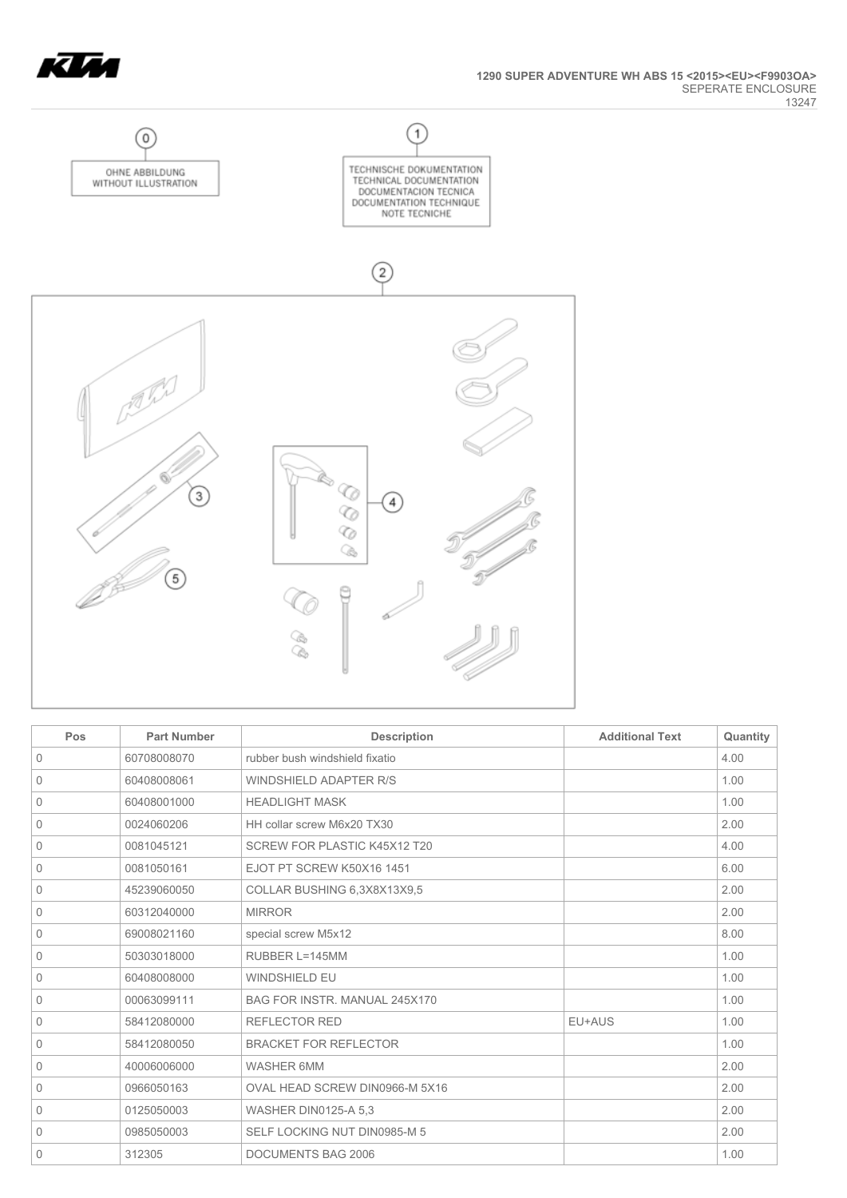**1290 SUPER ADVENTURE WH ABS 15 <2015><EU><F9903OA>**
SEPERATE ENCLOSURE
13247

OHNE ABBILDUNG
WITHOUT ILLUSTRATION

TECHNISCHE DOKUMENTATION
TECHNICAL DOCUMENTATION
DOCUMENTACION TECNICA
DOCUMENTATION TECHNIQUE
NOTE TECNICHE

| Pos | Part Number | Description | Additional Text | Quantity |
|---|---|---|---|---|
| 0 | 60708008070 | rubber bush windshield fixatio | | 4.00 |
| 0 | 60408008061 | WINDSHIELD ADAPTER R/S | | 1.00 |
| 0 | 60408001000 | HEADLIGHT MASK | | 1.00 |
| 0 | 0024060206 | HH collar screw M6x20 TX30 | | 2.00 |
| 0 | 0081045121 | SCREW FOR PLASTIC K45X12 T20 | | 4.00 |
| 0 | 0081050161 | EJOT PT SCREW K50X16 1451 | | 6.00 |
| 0 | 45239060050 | COLLAR BUSHING 6,3X8X13X9,5 | | 2.00 |
| 0 | 60312040000 | MIRROR | | 2.00 |
| 0 | 69008021160 | special screw M5x12 | | 8.00 |
| 0 | 50303018000 | RUBBER L=145MM | | 1.00 |
| 0 | 60408008000 | WINDSHIELD EU | | 1.00 |
| 0 | 00063099111 | BAG FOR INSTR. MANUAL 245X170 | | 1.00 |
| 0 | 58412080000 | REFLECTOR RED | EU+AUS | 1.00 |
| 0 | 58412080050 | BRACKET FOR REFLECTOR | | 1.00 |
| 0 | 40006006000 | WASHER 6MM | | 2.00 |
| 0 | 0966050163 | OVAL HEAD SCREW DIN0966-M 5X16 | | 2.00 |
| 0 | 0125050003 | WASHER DIN0125-A 5,3 | | 2.00 |
| 0 | 0985050003 | SELF LOCKING NUT DIN0985-M 5 | | 2.00 |
| 0 | 312305 | DOCUMENTS BAG 2006 | | 1.00 |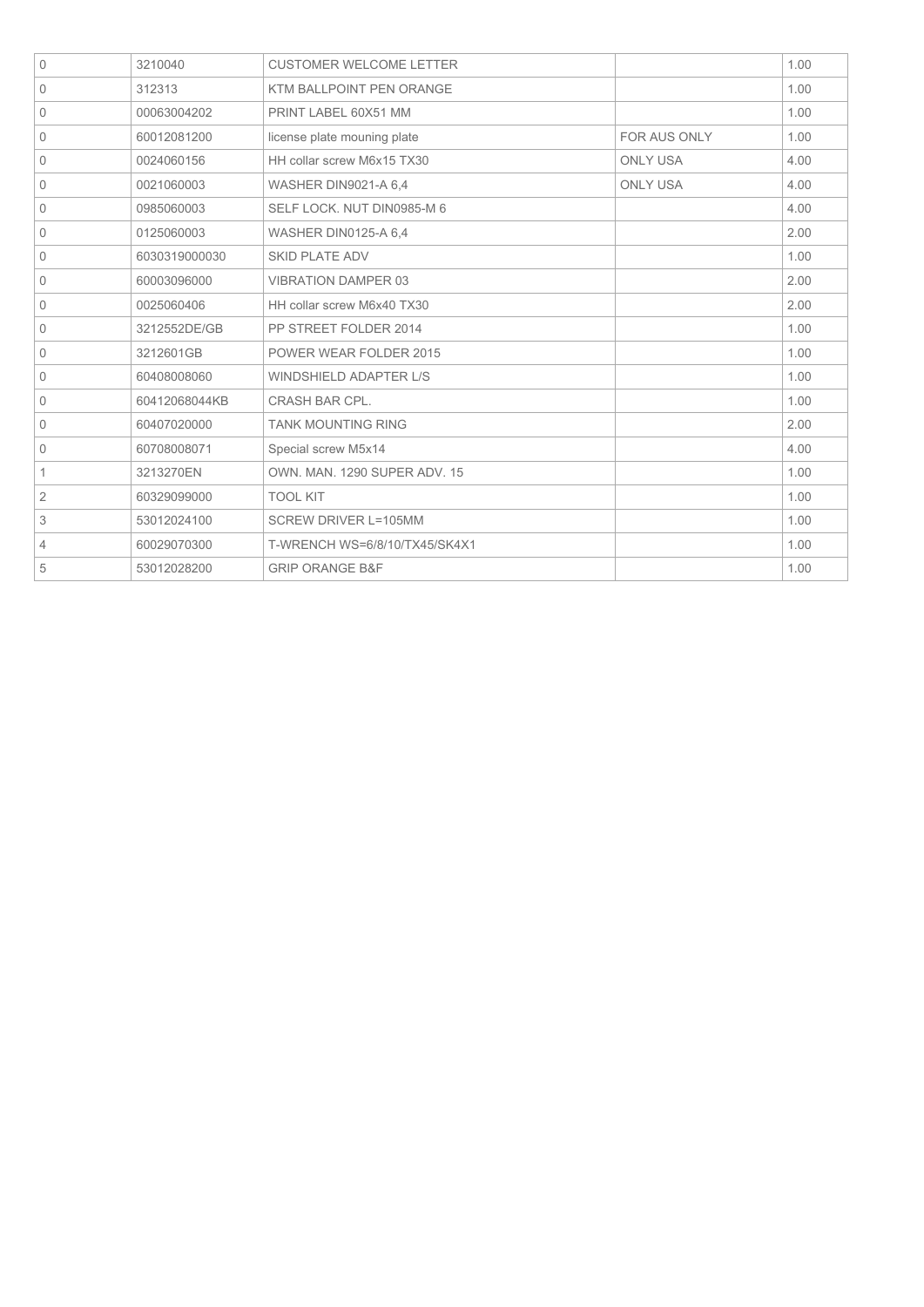| | | | | |
|---|---|---|---|---|
| 0 | 3210040 | CUSTOMER WELCOME LETTER | | 1.00 |
| 0 | 312313 | KTM BALLPOINT PEN ORANGE | | 1.00 |
| 0 | 00063004202 | PRINT LABEL 60X51 MM | | 1.00 |
| 0 | 60012081200 | license plate mouning plate | FOR AUS ONLY | 1.00 |
| 0 | 0024060156 | HH collar screw M6x15 TX30 | ONLY USA | 4.00 |
| 0 | 0021060003 | WASHER DIN9021-A 6,4 | ONLY USA | 4.00 |
| 0 | 0985060003 | SELF LOCK. NUT DIN0985-M 6 | | 4.00 |
| 0 | 0125060003 | WASHER DIN0125-A 6,4 | | 2.00 |
| 0 | 6030319000030 | SKID PLATE ADV | | 1.00 |
| 0 | 60003096000 | VIBRATION DAMPER 03 | | 2.00 |
| 0 | 0025060406 | HH collar screw M6x40 TX30 | | 2.00 |
| 0 | 3212552DE/GB | PP STREET FOLDER 2014 | | 1.00 |
| 0 | 3212601GB | POWER WEAR FOLDER 2015 | | 1.00 |
| 0 | 60408008060 | WINDSHIELD ADAPTER L/S | | 1.00 |
| 0 | 60412068044KB | CRASH BAR CPL. | | 1.00 |
| 0 | 60407020000 | TANK MOUNTING RING | | 2.00 |
| 0 | 60708008071 | Special screw M5x14 | | 4.00 |
| 1 | 3213270EN | OWN. MAN. 1290 SUPER ADV. 15 | | 1.00 |
| 2 | 60329099000 | TOOL KIT | | 1.00 |
| 3 | 53012024100 | SCREW DRIVER L=105MM | | 1.00 |
| 4 | 60029070300 | T-WRENCH WS=6/8/10/TX45/SK4X1 | | 1.00 |
| 5 | 53012028200 | GRIP ORANGE B&F | | 1.00 |